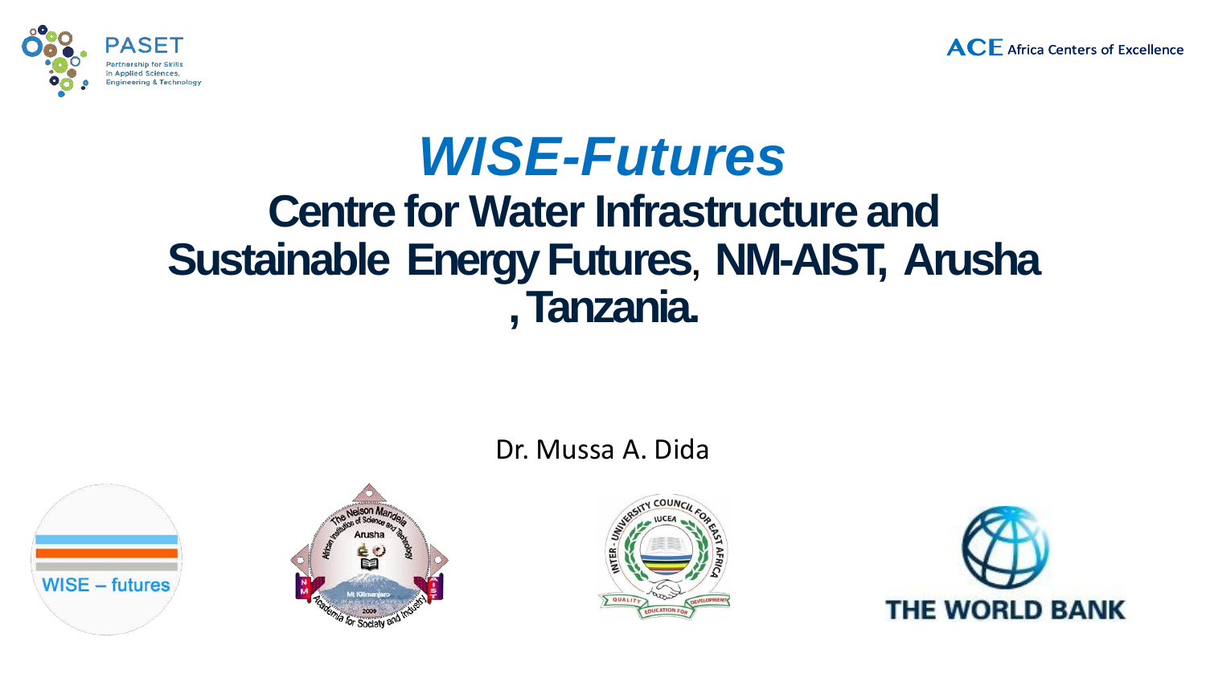# *WISE-Futures*

## Centre for Water Infrastructure and Sustainable Energy Futures, NM-AIST, Arusha , Tanzania.

Dr. Mussa A. Dida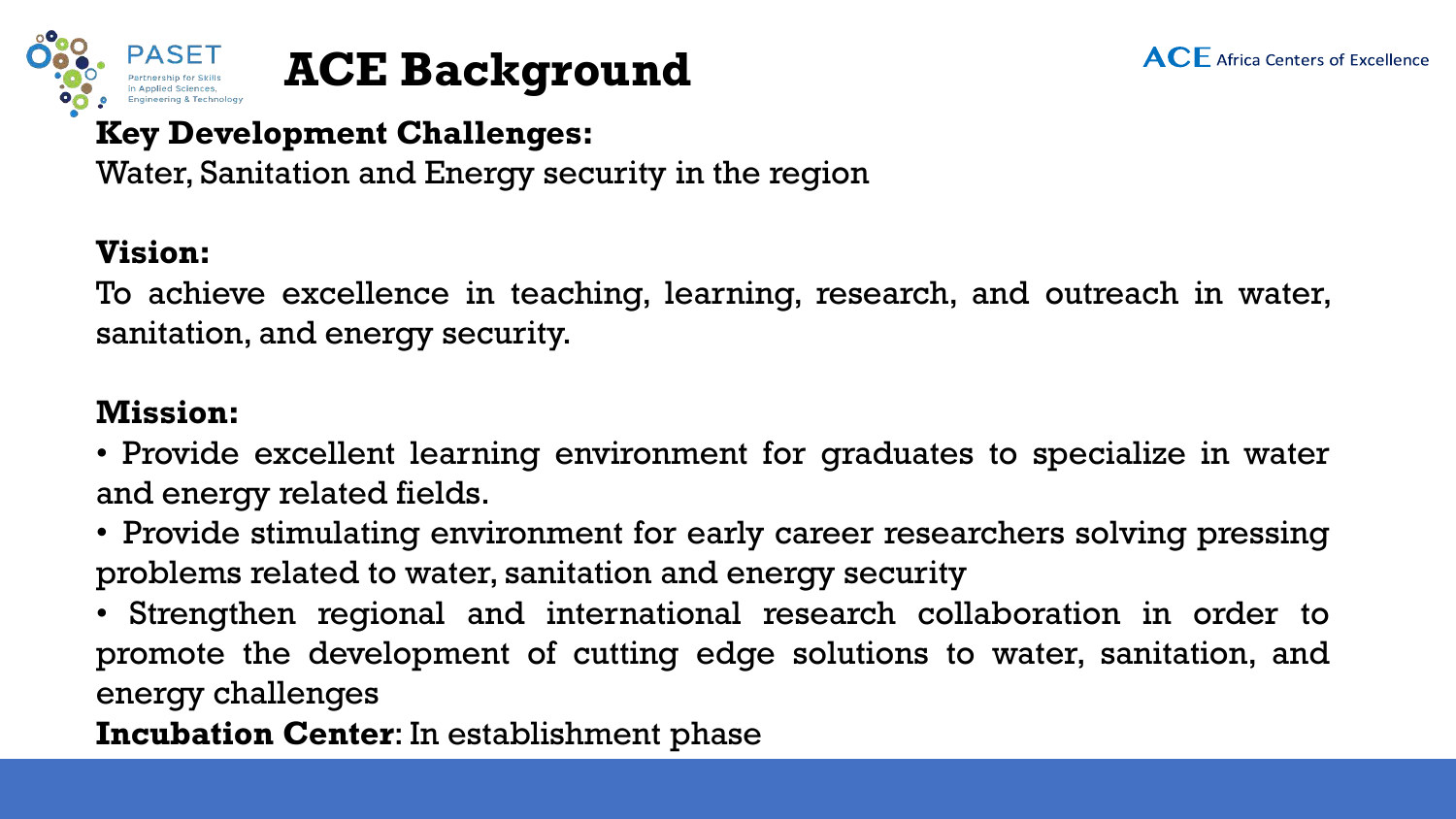# ACE Background

**Key Development Challenges:**
Water, Sanitation and Energy security in the region

**Vision:**
To achieve excellence in teaching, learning, research, and outreach in water, sanitation, and energy security.

**Mission:**

- Provide excellent learning environment for graduates to specialize in water and energy related fields.
- Provide stimulating environment for early career researchers solving pressing problems related to water, sanitation and energy security
- Strengthen regional and international research collaboration in order to promote the development of cutting edge solutions to water, sanitation, and energy challenges

**Incubation Center**: In establishment phase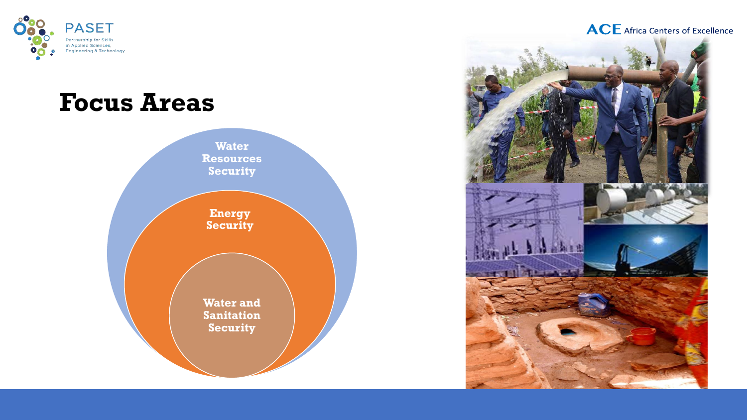# Focus Areas

- Water Resources Security
- Energy Security
- Water and Sanitation Security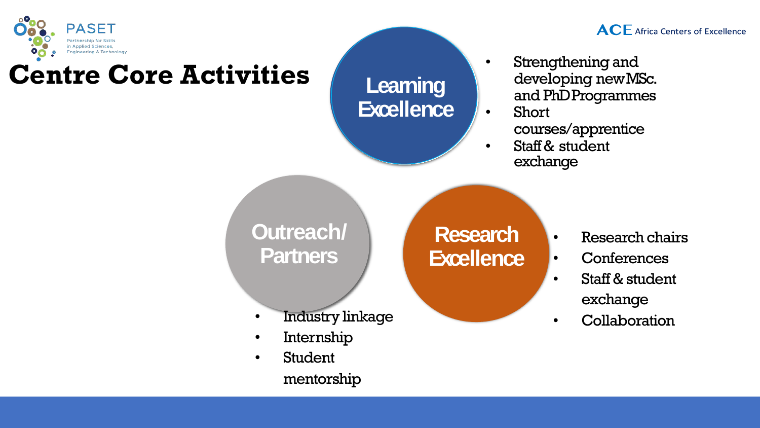# Centre Core Activities

## Learning Excellence

- Strengthening and developing new MSc. and PhD Programmes
- Short courses/apprentice
- Staff & student exchange

## Outreach/ Partners

- Industry linkage
- Internship
- Student mentorship

## Research Excellence

- Research chairs
- Conferences
- Staff & student exchange
- Collaboration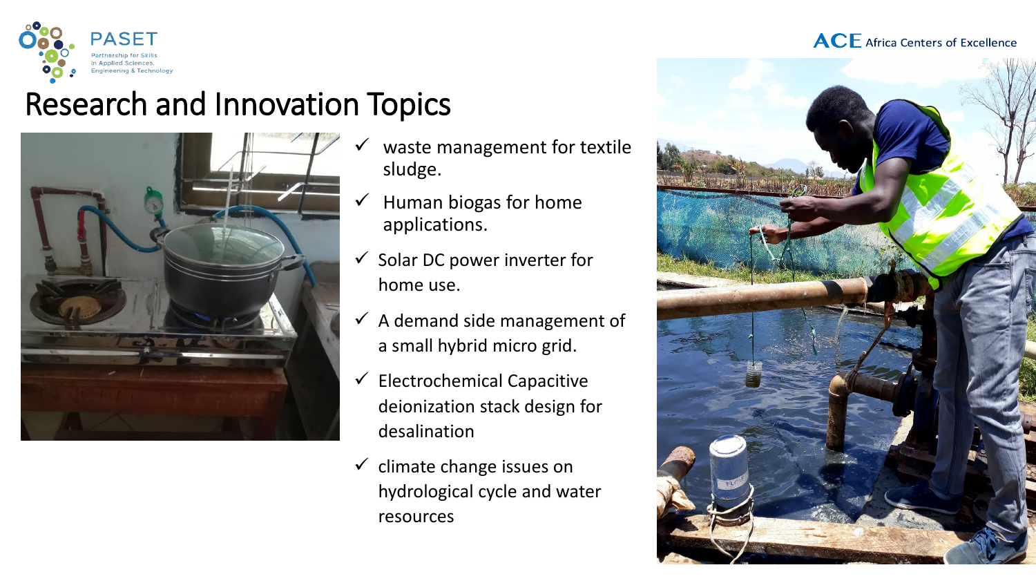# Research and Innovation Topics

- ✓ waste management for textile sludge.
- ✓ Human biogas for home applications.
- ✓ Solar DC power inverter for home use.
- ✓ A demand side management of a small hybrid micro grid.
- ✓ Electrochemical Capacitive deionization stack design for desalination
- ✓ climate change issues on hydrological cycle and water resources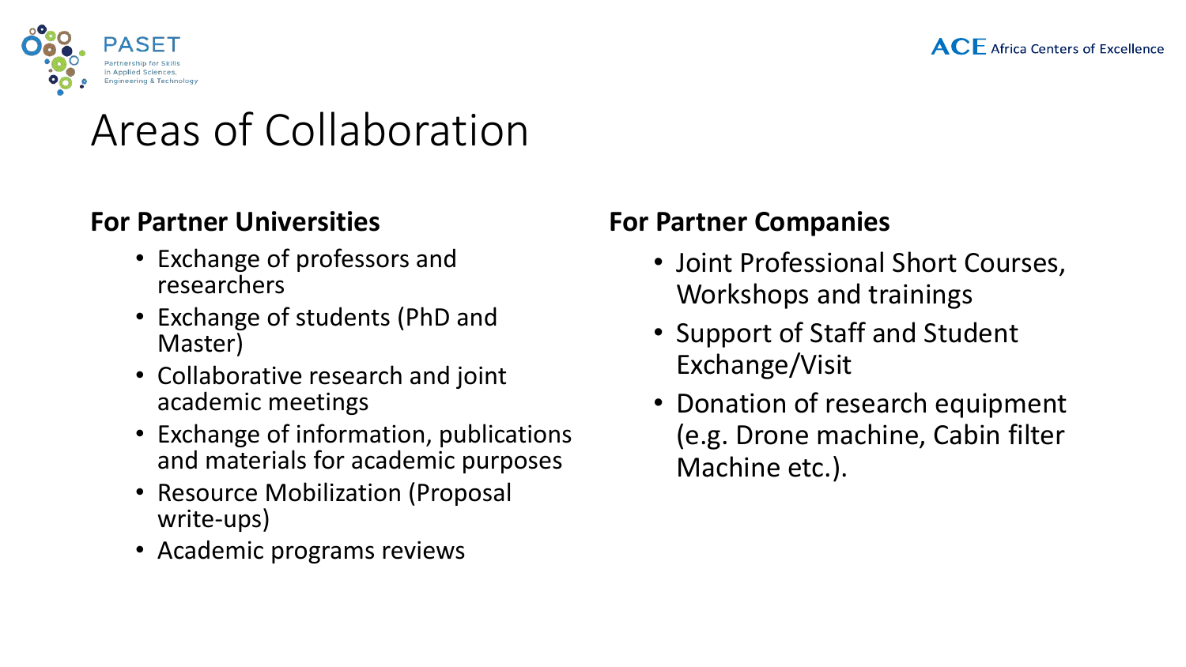# Areas of Collaboration

**For Partner Universities**

- Exchange of professors and researchers
- Exchange of students (PhD and Master)
- Collaborative research and joint academic meetings
- Exchange of information, publications and materials for academic purposes
- Resource Mobilization (Proposal write-ups)
- Academic programs reviews

**For Partner Companies**

- Joint Professional Short Courses, Workshops and trainings
- Support of Staff and Student Exchange/Visit
- Donation of research equipment (e.g. Drone machine, Cabin filter Machine etc.).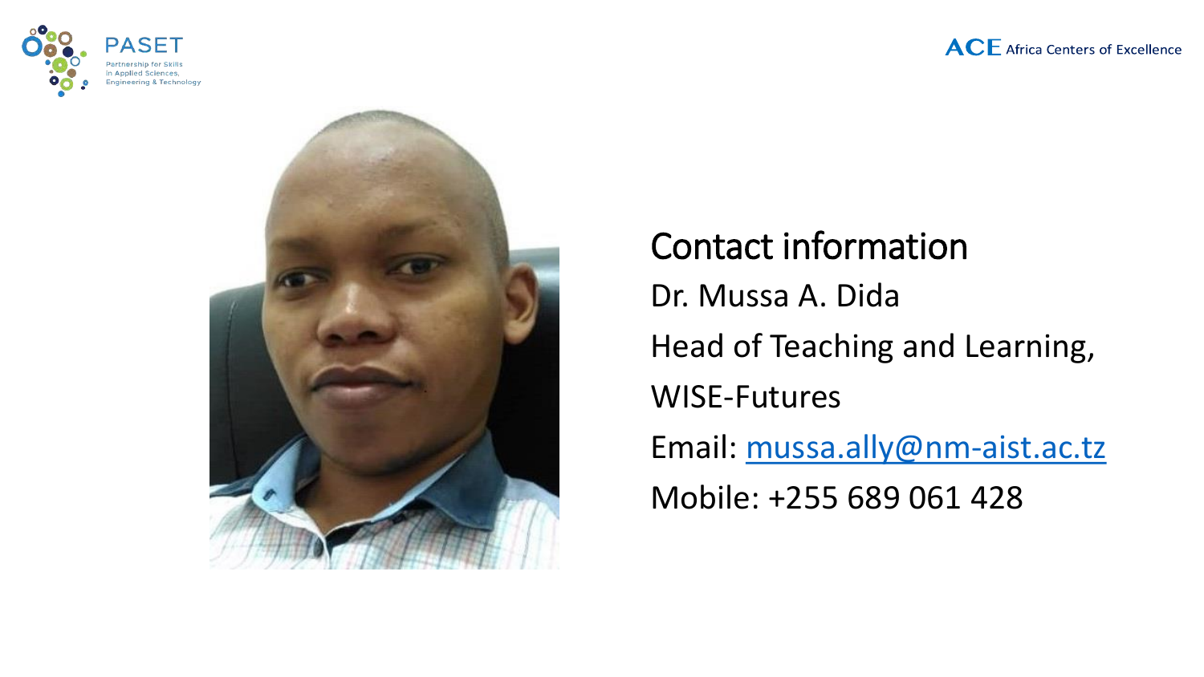## Contact information

Dr. Mussa A. Dida

Head of Teaching and Learning,

WISE-Futures

Email: mussa.ally@nm-aist.ac.tz

Mobile: +255 689 061 428